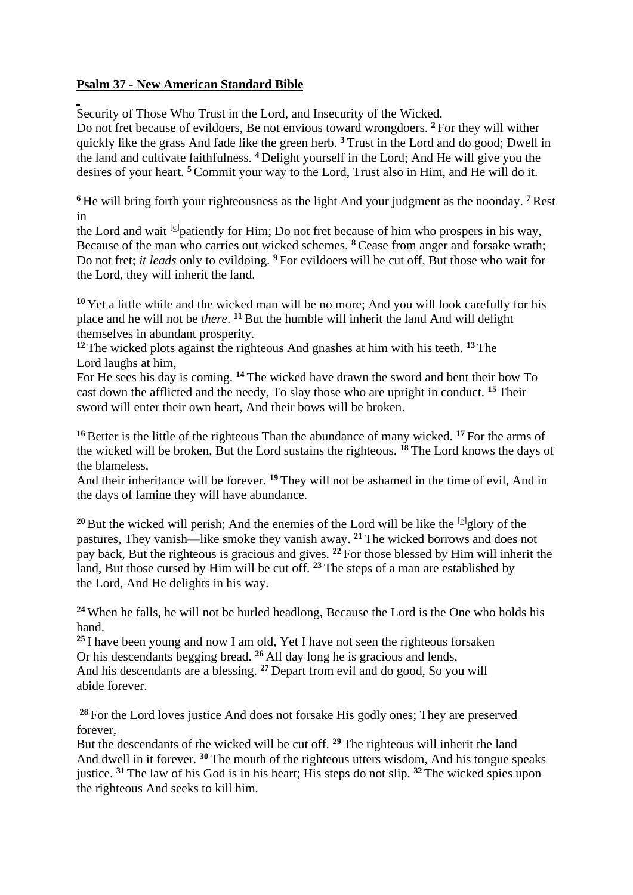**Psalm 37 - New American Standard Bible**

Security of Those Who Trust in the Lord, and Insecurity of the Wicked.
Do not fret because of evildoers, Be not envious toward wrongdoers. [2] For they will wither quickly like the grass And fade like the green herb. [3] Trust in the Lord and do good; Dwell in the land and cultivate faithfulness. [4] Delight yourself in the Lord; And He will give you the desires of your heart. [5] Commit your way to the Lord, Trust also in Him, and He will do it.

[6] He will bring forth your righteousness as the light And your judgment as the noonday. [7] Rest in
the Lord and wait [c]patiently for Him; Do not fret because of him who prospers in his way, Because of the man who carries out wicked schemes. [8] Cease from anger and forsake wrath; Do not fret; *it leads* only to evildoing. [9] For evildoers will be cut off, But those who wait for the Lord, they will inherit the land.

[10] Yet a little while and the wicked man will be no more; And you will look carefully for his place and he will not be *there*. [11] But the humble will inherit the land And will delight themselves in abundant prosperity.
[12] The wicked plots against the righteous And gnashes at him with his teeth. [13] The Lord laughs at him,
For He sees his day is coming. [14] The wicked have drawn the sword and bent their bow To cast down the afflicted and the needy, To slay those who are upright in conduct. [15] Their sword will enter their own heart, And their bows will be broken.

[16] Better is the little of the righteous Than the abundance of many wicked. [17] For the arms of the wicked will be broken, But the Lord sustains the righteous. [18] The Lord knows the days of the blameless,
And their inheritance will be forever. [19] They will not be ashamed in the time of evil, And in the days of famine they will have abundance.

[20] But the wicked will perish; And the enemies of the Lord will be like the [e]glory of the pastures, They vanish—like smoke they vanish away. [21] The wicked borrows and does not pay back, But the righteous is gracious and gives. [22] For those blessed by Him will inherit the land, But those cursed by Him will be cut off. [23] The steps of a man are established by the Lord, And He delights in his way.

[24] When he falls, he will not be hurled headlong, Because the Lord is the One who holds his hand.
[25] I have been young and now I am old, Yet I have not seen the righteous forsaken
Or his descendants begging bread. [26] All day long he is gracious and lends,
And his descendants are a blessing. [27] Depart from evil and do good, So you will abide forever.

[28] For the Lord loves justice And does not forsake His godly ones; They are preserved forever,
But the descendants of the wicked will be cut off. [29] The righteous will inherit the land
And dwell in it forever. [30] The mouth of the righteous utters wisdom, And his tongue speaks justice. [31] The law of his God is in his heart; His steps do not slip. [32] The wicked spies upon the righteous And seeks to kill him.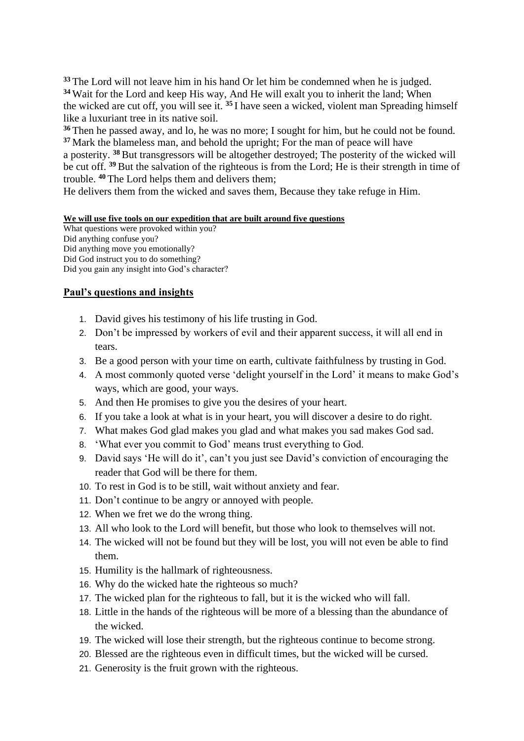[33] The Lord will not leave him in his hand Or let him be condemned when he is judged.
[34] Wait for the Lord and keep His way, And He will exalt you to inherit the land; When the wicked are cut off, you will see it. [35] I have seen a wicked, violent man Spreading himself like a luxuriant tree in its native soil.
[36] Then he passed away, and lo, he was no more; I sought for him, but he could not be found.
[37] Mark the blameless man, and behold the upright; For the man of peace will have a posterity. [38] But transgressors will be altogether destroyed; The posterity of the wicked will be cut off. [39] But the salvation of the righteous is from the Lord; He is their strength in time of trouble. [40] The Lord helps them and delivers them;
He delivers them from the wicked and saves them, Because they take refuge in Him.

**We will use five tools on our expedition that are built around five questions**

What questions were provoked within you?
Did anything confuse you?
Did anything move you emotionally?
Did God instruct you to do something?
Did you gain any insight into God's character?

## Paul's questions and insights

1. David gives his testimony of his life trusting in God.
2. Don't be impressed by workers of evil and their apparent success, it will all end in tears.
3. Be a good person with your time on earth, cultivate faithfulness by trusting in God.
4. A most commonly quoted verse 'delight yourself in the Lord' it means to make God's ways, which are good, your ways.
5. And then He promises to give you the desires of your heart.
6. If you take a look at what is in your heart, you will discover a desire to do right.
7. What makes God glad makes you glad and what makes you sad makes God sad.
8. 'What ever you commit to God' means trust everything to God.
9. David says 'He will do it', can't you just see David's conviction of encouraging the reader that God will be there for them.
10. To rest in God is to be still, wait without anxiety and fear.
11. Don't continue to be angry or annoyed with people.
12. When we fret we do the wrong thing.
13. All who look to the Lord will benefit, but those who look to themselves will not.
14. The wicked will not be found but they will be lost, you will not even be able to find them.
15. Humility is the hallmark of righteousness.
16. Why do the wicked hate the righteous so much?
17. The wicked plan for the righteous to fall, but it is the wicked who will fall.
18. Little in the hands of the righteous will be more of a blessing than the abundance of the wicked.
19. The wicked will lose their strength, but the righteous continue to become strong.
20. Blessed are the righteous even in difficult times, but the wicked will be cursed.
21. Generosity is the fruit grown with the righteous.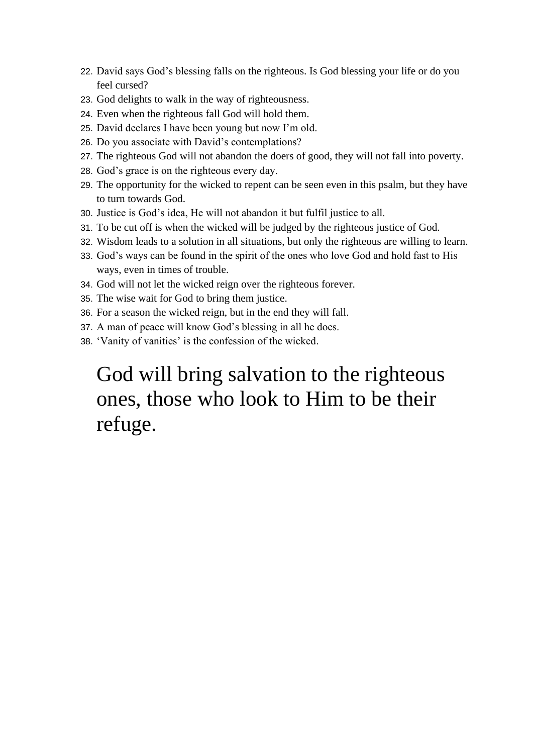22. David says God's blessing falls on the righteous. Is God blessing your life or do you feel cursed?
23. God delights to walk in the way of righteousness.
24. Even when the righteous fall God will hold them.
25. David declares I have been young but now I'm old.
26. Do you associate with David's contemplations?
27. The righteous God will not abandon the doers of good, they will not fall into poverty.
28. God's grace is on the righteous every day.
29. The opportunity for the wicked to repent can be seen even in this psalm, but they have to turn towards God.
30. Justice is God's idea, He will not abandon it but fulfil justice to all.
31. To be cut off is when the wicked will be judged by the righteous justice of God.
32. Wisdom leads to a solution in all situations, but only the righteous are willing to learn.
33. God's ways can be found in the spirit of the ones who love God and hold fast to His ways, even in times of trouble.
34. God will not let the wicked reign over the righteous forever.
35. The wise wait for God to bring them justice.
36. For a season the wicked reign, but in the end they will fall.
37. A man of peace will know God's blessing in all he does.
38. 'Vanity of vanities' is the confession of the wicked.

God will bring salvation to the righteous ones, those who look to Him to be their refuge.